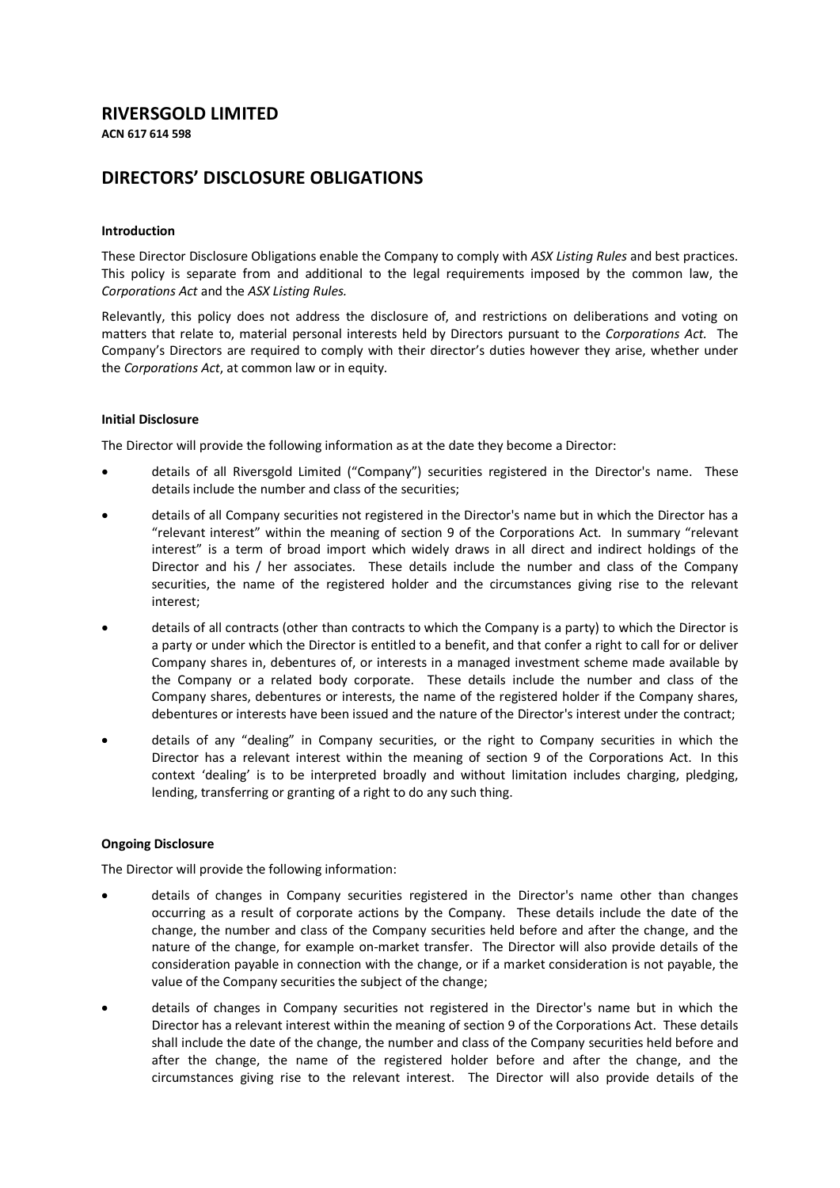# RIVERSGOLD LIMITED

**ACN 617 614 598**

## DIRECTORS' DISCLOSURE OBLIGATIONS

**Introduction**

These Director Disclosure Obligations enable the Company to comply with *ASX Listing Rules* and best practices. This policy is separate from and additional to the legal requirements imposed by the common law, the *Corporations Act* and the *ASX Listing Rules.*

Relevantly, this policy does not address the disclosure of, and restrictions on deliberations and voting on matters that relate to, material personal interests held by Directors pursuant to the *Corporations Act*. The Company's Directors are required to comply with their director's duties however they arise, whether under the *Corporations Act*, at common law or in equity.

**Initial Disclosure**

The Director will provide the following information as at the date they become a Director:

- details of all Riversgold Limited ("Company") securities registered in the Director's name. These details include the number and class of the securities;
- details of all Company securities not registered in the Director's name but in which the Director has a "relevant interest" within the meaning of section 9 of the Corporations Act. In summary "relevant interest" is a term of broad import which widely draws in all direct and indirect holdings of the Director and his / her associates. These details include the number and class of the Company securities, the name of the registered holder and the circumstances giving rise to the relevant interest;
- details of all contracts (other than contracts to which the Company is a party) to which the Director is a party or under which the Director is entitled to a benefit, and that confer a right to call for or deliver Company shares in, debentures of, or interests in a managed investment scheme made available by the Company or a related body corporate. These details include the number and class of the Company shares, debentures or interests, the name of the registered holder if the Company shares, debentures or interests have been issued and the nature of the Director's interest under the contract;
- details of any "dealing" in Company securities, or the right to Company securities in which the Director has a relevant interest within the meaning of section 9 of the Corporations Act. In this context 'dealing' is to be interpreted broadly and without limitation includes charging, pledging, lending, transferring or granting of a right to do any such thing.

**Ongoing Disclosure**

The Director will provide the following information:

- details of changes in Company securities registered in the Director's name other than changes occurring as a result of corporate actions by the Company. These details include the date of the change, the number and class of the Company securities held before and after the change, and the nature of the change, for example on-market transfer. The Director will also provide details of the consideration payable in connection with the change, or if a market consideration is not payable, the value of the Company securities the subject of the change;
- details of changes in Company securities not registered in the Director's name but in which the Director has a relevant interest within the meaning of section 9 of the Corporations Act. These details shall include the date of the change, the number and class of the Company securities held before and after the change, the name of the registered holder before and after the change, and the circumstances giving rise to the relevant interest. The Director will also provide details of the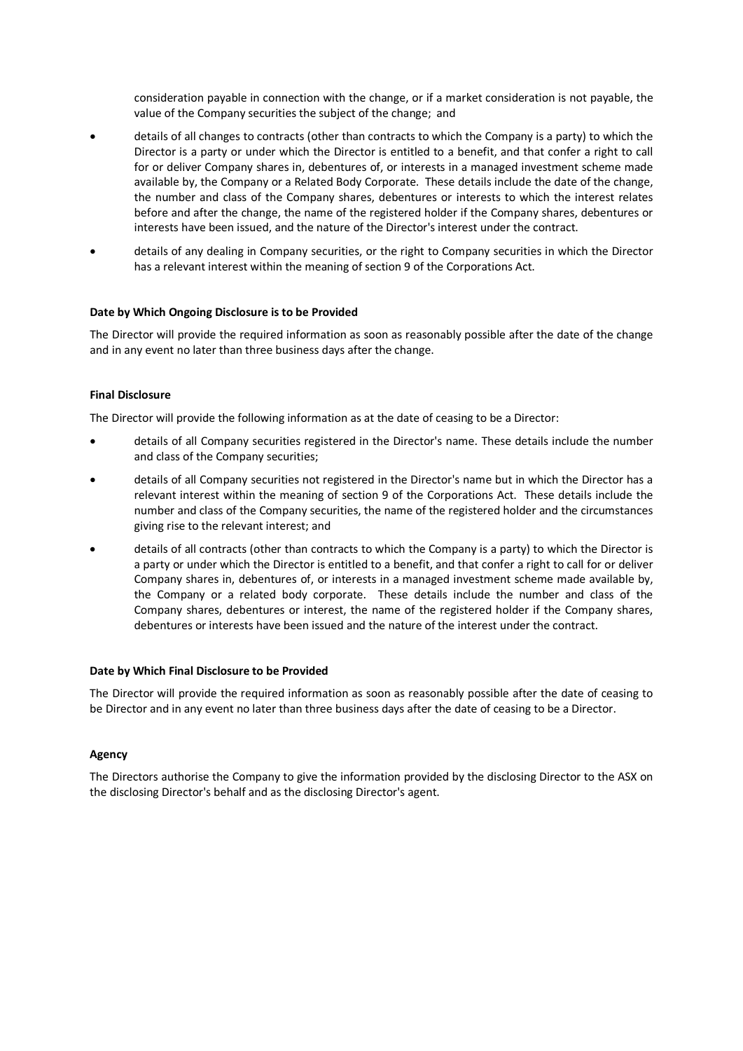consideration payable in connection with the change, or if a market consideration is not payable, the value of the Company securities the subject of the change; and

- details of all changes to contracts (other than contracts to which the Company is a party) to which the Director is a party or under which the Director is entitled to a benefit, and that confer a right to call for or deliver Company shares in, debentures of, or interests in a managed investment scheme made available by, the Company or a Related Body Corporate. These details include the date of the change, the number and class of the Company shares, debentures or interests to which the interest relates before and after the change, the name of the registered holder if the Company shares, debentures or interests have been issued, and the nature of the Director's interest under the contract.
- details of any dealing in Company securities, or the right to Company securities in which the Director has a relevant interest within the meaning of section 9 of the Corporations Act.

**Date by Which Ongoing Disclosure is to be Provided**

The Director will provide the required information as soon as reasonably possible after the date of the change and in any event no later than three business days after the change.

**Final Disclosure**

The Director will provide the following information as at the date of ceasing to be a Director:

- details of all Company securities registered in the Director's name. These details include the number and class of the Company securities;
- details of all Company securities not registered in the Director's name but in which the Director has a relevant interest within the meaning of section 9 of the Corporations Act. These details include the number and class of the Company securities, the name of the registered holder and the circumstances giving rise to the relevant interest; and
- details of all contracts (other than contracts to which the Company is a party) to which the Director is a party or under which the Director is entitled to a benefit, and that confer a right to call for or deliver Company shares in, debentures of, or interests in a managed investment scheme made available by, the Company or a related body corporate. These details include the number and class of the Company shares, debentures or interest, the name of the registered holder if the Company shares, debentures or interests have been issued and the nature of the interest under the contract.

**Date by Which Final Disclosure to be Provided**

The Director will provide the required information as soon as reasonably possible after the date of ceasing to be Director and in any event no later than three business days after the date of ceasing to be a Director.

**Agency**

The Directors authorise the Company to give the information provided by the disclosing Director to the ASX on the disclosing Director's behalf and as the disclosing Director's agent.